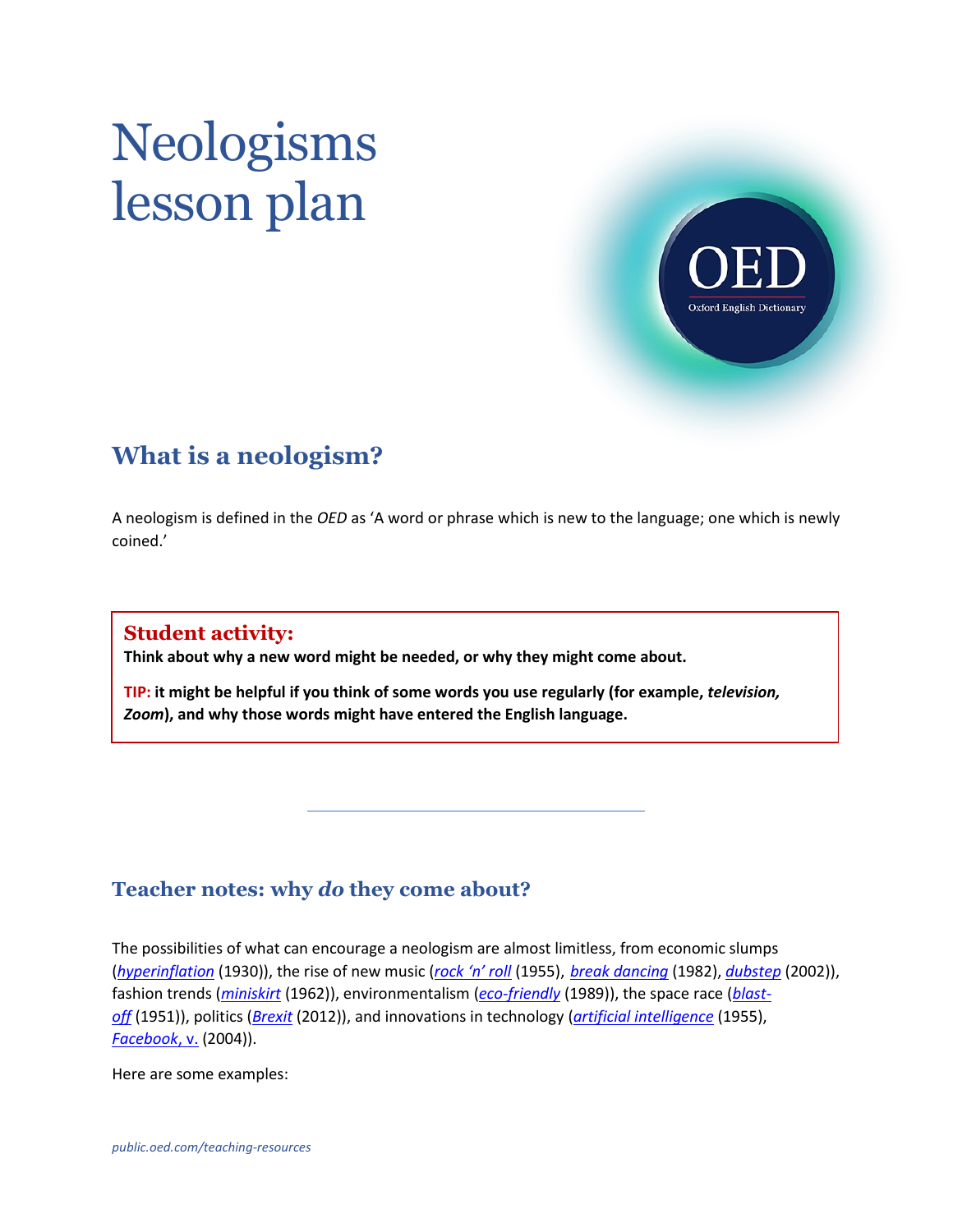# Neologisms lesson plan

## What is a neologism?

A neologism is defined in the *OED* as 'A word or phrase which is new to the language; one which is newly coined.'

### Student activity:

**Think about why a new word might be needed, or why they might come about.**

**TIP: it might be helpful if you think of some words you use regularly (for example, *television, Zoom*), and why those words might have entered the English language.**

---

## Teacher notes: why *do* they come about?

The possibilities of what can encourage a neologism are almost limitless, from economic slumps (*hyperinflation* (1930)), the rise of new music (*rock 'n' roll* (1955), *break dancing* (1982), *dubstep* (2002)), fashion trends (*miniskirt* (1962)), environmentalism (*eco-friendly* (1989)), the space race (*blast-off* (1951)), politics (*Brexit* (2012)), and innovations in technology (*artificial intelligence* (1955), *Facebook*, v. (2004)).

Here are some examples: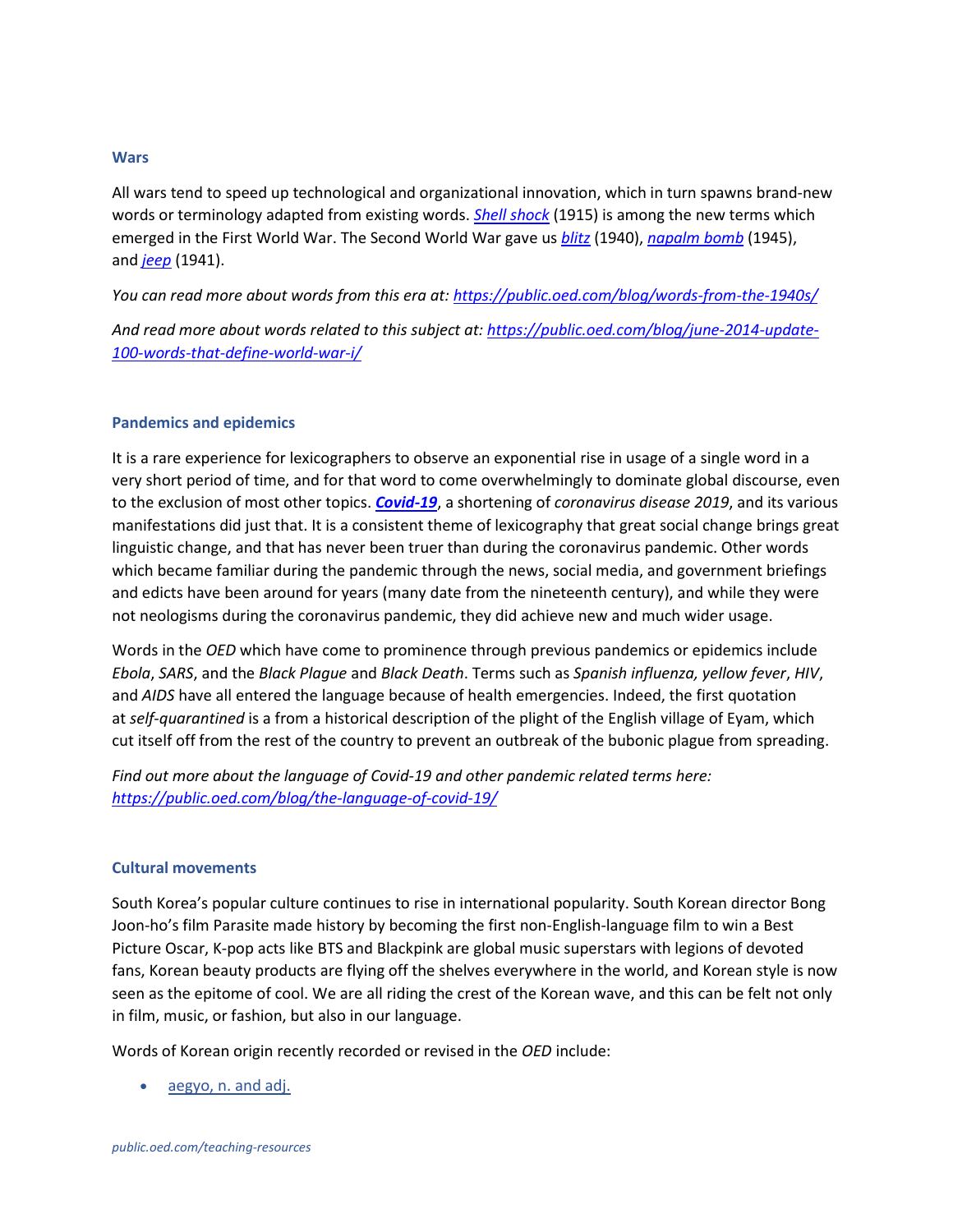### Wars

All wars tend to speed up technological and organizational innovation, which in turn spawns brand-new words or terminology adapted from existing words. *[Shell shock](#)* (1915) is among the new terms which emerged in the First World War. The Second World War gave us *[blitz](#)* (1940), *[napalm bomb](#)* (1945), and *[jeep](#)* (1941).

*You can read more about words from this era at: [https://public.oed.com/blog/words-from-the-1940s/](https://public.oed.com/blog/words-from-the-1940s/)*

*And read more about words related to this subject at: [https://public.oed.com/blog/june-2014-update-100-words-that-define-world-war-i/](https://public.oed.com/blog/june-2014-update-100-words-that-define-world-war-i/)*

### Pandemics and epidemics

It is a rare experience for lexicographers to observe an exponential rise in usage of a single word in a very short period of time, and for that word to come overwhelmingly to dominate global discourse, even to the exclusion of most other topics. ***[Covid-19](#)***, a shortening of *coronavirus disease 2019*, and its various manifestations did just that. It is a consistent theme of lexicography that great social change brings great linguistic change, and that has never been truer than during the coronavirus pandemic. Other words which became familiar during the pandemic through the news, social media, and government briefings and edicts have been around for years (many date from the nineteenth century), and while they were not neologisms during the coronavirus pandemic, they did achieve new and much wider usage.

Words in the *OED* which have come to prominence through previous pandemics or epidemics include *Ebola*, *SARS*, and the *Black Plague* and *Black Death*. Terms such as *Spanish influenza, yellow fever*, *HIV*, and *AIDS* have all entered the language because of health emergencies. Indeed, the first quotation at *self-quarantined* is a from a historical description of the plight of the English village of Eyam, which cut itself off from the rest of the country to prevent an outbreak of the bubonic plague from spreading.

*Find out more about the language of Covid-19 and other pandemic related terms here: [https://public.oed.com/blog/the-language-of-covid-19/](https://public.oed.com/blog/the-language-of-covid-19/)*

### Cultural movements

South Korea's popular culture continues to rise in international popularity. South Korean director Bong Joon-ho's film Parasite made history by becoming the first non-English-language film to win a Best Picture Oscar, K-pop acts like BTS and Blackpink are global music superstars with legions of devoted fans, Korean beauty products are flying off the shelves everywhere in the world, and Korean style is now seen as the epitome of cool. We are all riding the crest of the Korean wave, and this can be felt not only in film, music, or fashion, but also in our language.

Words of Korean origin recently recorded or revised in the *OED* include:

- [aegyo, n. and adj.](#)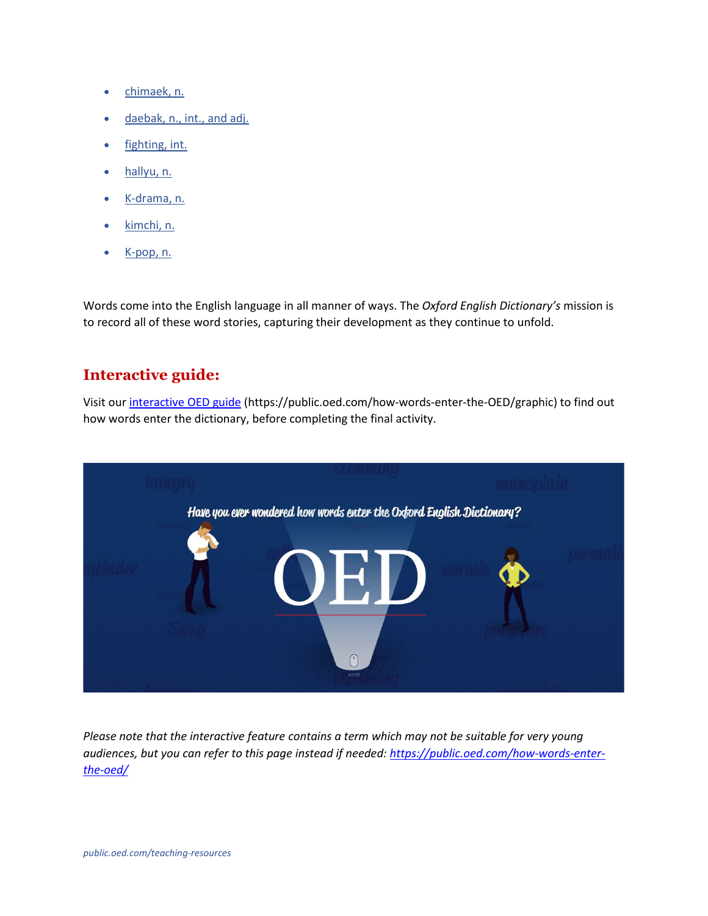- [chimaek, n.]
- [daebak, n., int., and adj.]
- [fighting, int.]
- [hallyu, n.]
- [K-drama, n.]
- [kimchi, n.]
- [K-pop, n.]

Words come into the English language in all manner of ways. The *Oxford English Dictionary's* mission is to record all of these word stories, capturing their development as they continue to unfold.

## Interactive guide:

Visit our [interactive OED guide] (https://public.oed.com/how-words-enter-the-OED/graphic) to find out how words enter the dictionary, before completing the final activity.

*Please note that the interactive feature contains a term which may not be suitable for very young audiences, but you can refer to this page instead if needed: https://public.oed.com/how-words-enter-the-oed/*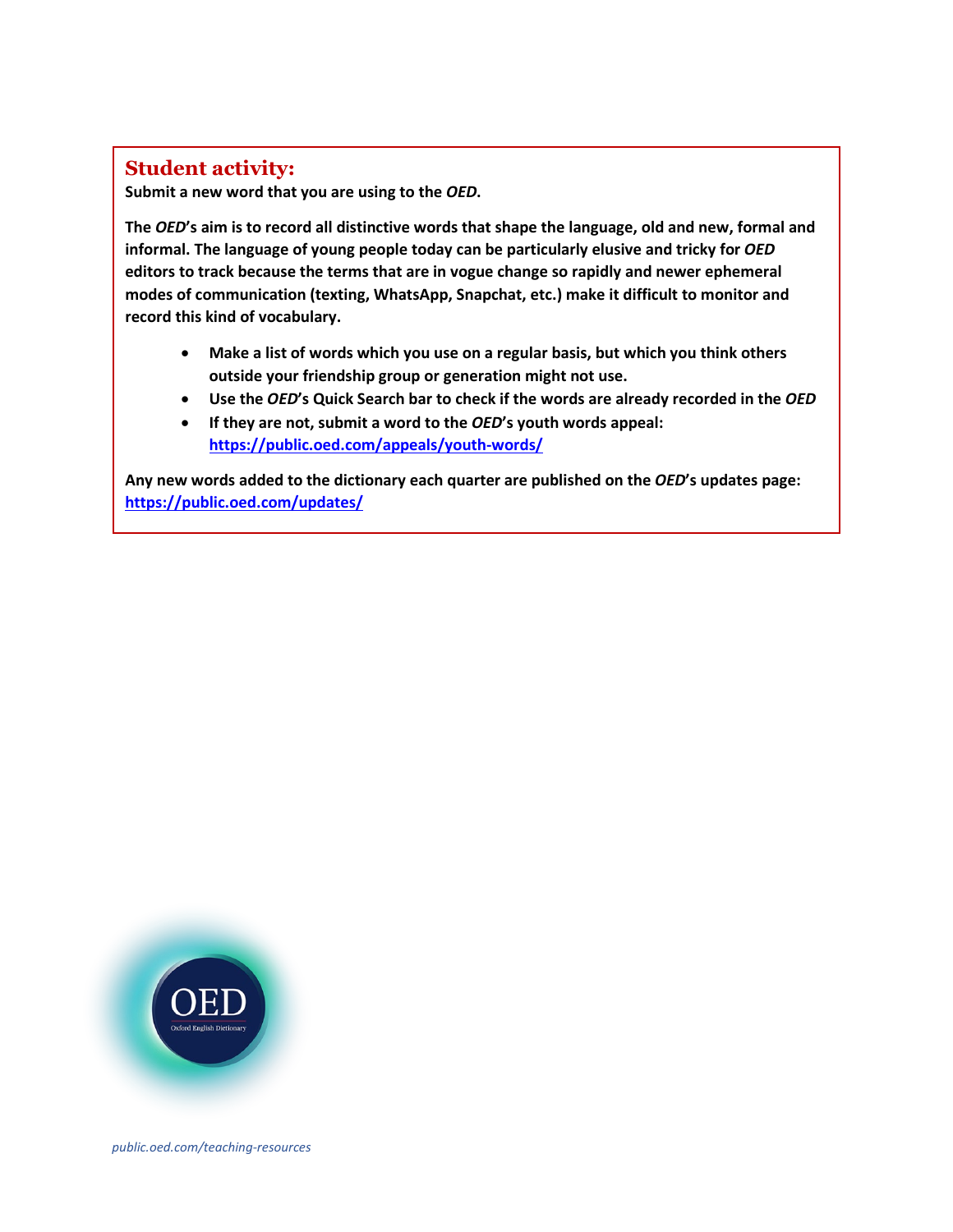## Student activity:

**Submit a new word that you are using to the *OED*.**

**The *OED*'s aim is to record all distinctive words that shape the language, old and new, formal and informal. The language of young people today can be particularly elusive and tricky for *OED* editors to track because the terms that are in vogue change so rapidly and newer ephemeral modes of communication (texting, WhatsApp, Snapchat, etc.) make it difficult to monitor and record this kind of vocabulary.**

- **Make a list of words which you use on a regular basis, but which you think others outside your friendship group or generation might not use.**
- **Use the *OED*'s Quick Search bar to check if the words are already recorded in the *OED***
- **If they are not, submit a word to the *OED*'s youth words appeal: [https://public.oed.com/appeals/youth-words/](https://public.oed.com/appeals/youth-words/)**

**Any new words added to the dictionary each quarter are published on the *OED*'s updates page: [https://public.oed.com/updates/](https://public.oed.com/updates/)**

OED
Oxford English Dictionary

*public.oed.com/teaching-resources*